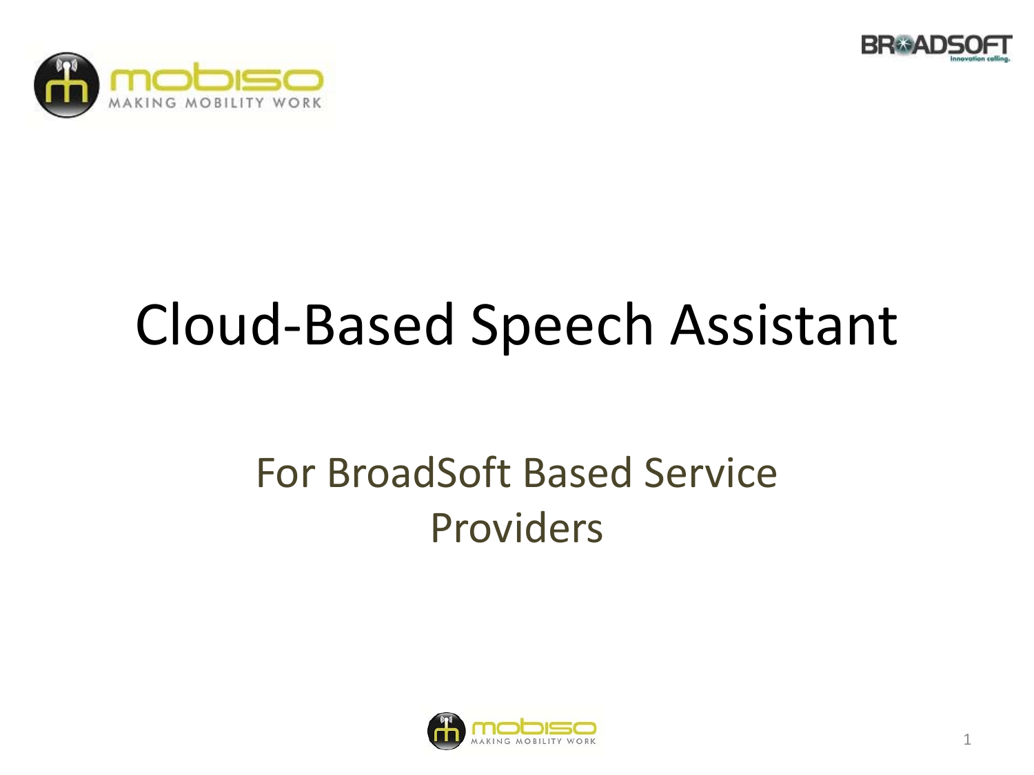# Cloud-Based Speech Assistant

## For BroadSoft Based Service Providers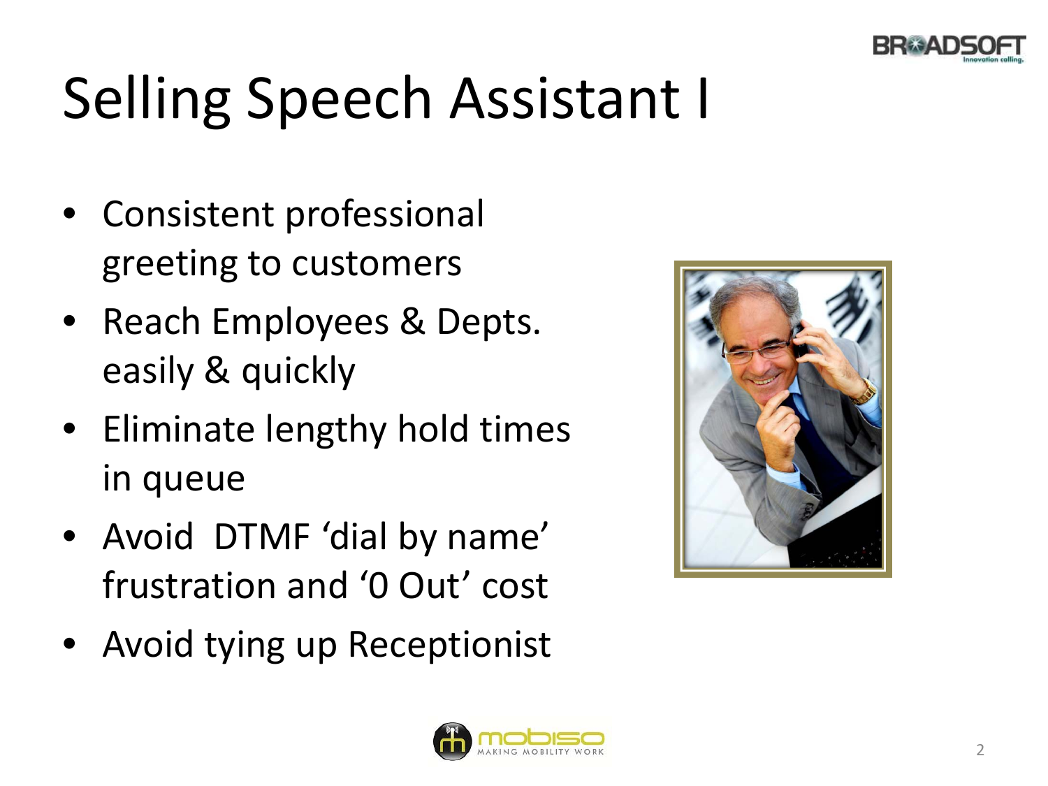# Selling Speech Assistant I

- Consistent professional greeting to customers
- Reach Employees & Depts. easily & quickly
- Eliminate lengthy hold times in queue
- Avoid DTMF 'dial by name' frustration and '0 Out' cost
- Avoid tying up Receptionist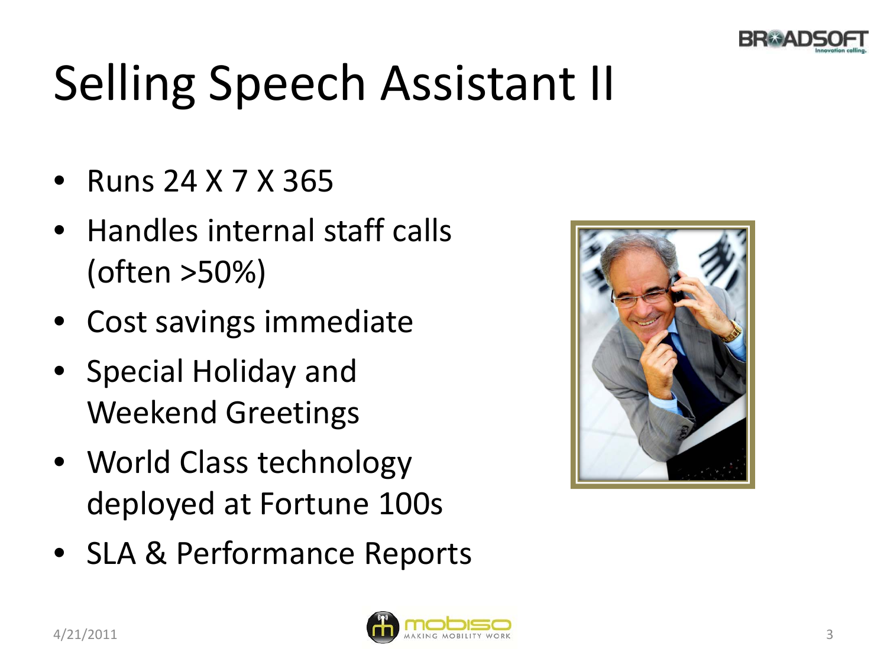# Selling Speech Assistant II

- Runs 24 X 7 X 365
- Handles internal staff calls (often >50%)
- Cost savings immediate
- Special Holiday and Weekend Greetings
- World Class technology deployed at Fortune 100s
- SLA & Performance Reports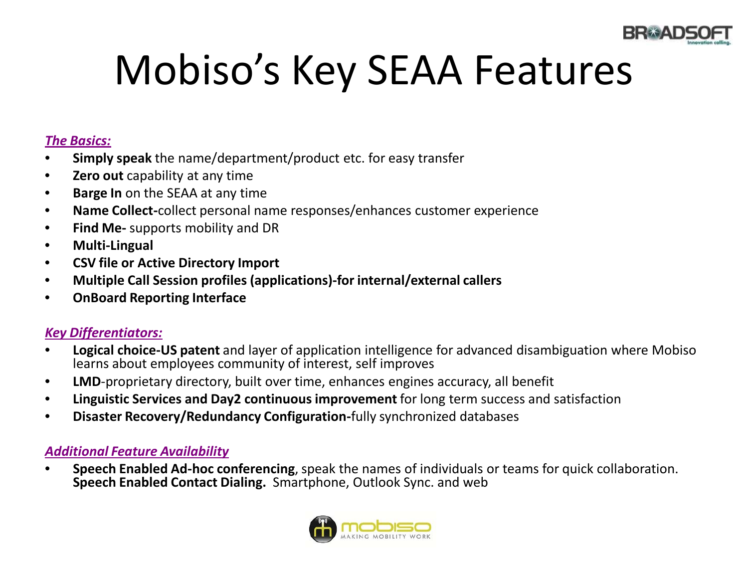# Mobiso's Key SEAA Features

***The Basics:***

- **Simply speak** the name/department/product etc. for easy transfer
- **Zero out** capability at any time
- **Barge In** on the SEAA at any time
- **Name Collect-**collect personal name responses/enhances customer experience
- **Find Me-** supports mobility and DR
- **Multi-Lingual**
- **CSV file or Active Directory Import**
- **Multiple Call Session profiles (applications)-for internal/external callers**
- **OnBoard Reporting Interface**

***Key Differentiators:***

- **Logical choice-US patent** and layer of application intelligence for advanced disambiguation where Mobiso learns about employees community of interest, self improves
- **LMD**-proprietary directory, built over time, enhances engines accuracy, all benefit
- **Linguistic Services and Day2 continuous improvement** for long term success and satisfaction
- **Disaster Recovery/Redundancy Configuration-**fully synchronized databases

***Additional Feature Availability***

- **Speech Enabled Ad-hoc conferencing**, speak the names of individuals or teams for quick collaboration. **Speech Enabled Contact Dialing.** Smartphone, Outlook Sync. and web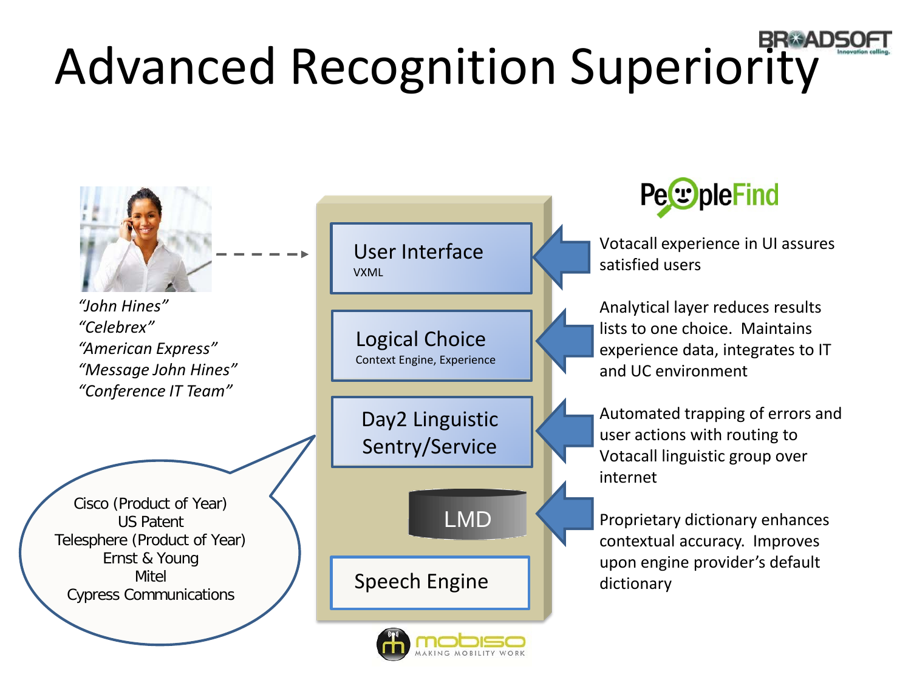# Advanced Recognition Superiority

*"John Hines"*
*"Celebrex"*
*"American Express"*
*"Message John Hines"*
*"Conference IT Team"*

Cisco (Product of Year)
US Patent
Telesphere (Product of Year)
Ernst & Young
Mitel
Cypress Communications

- **User Interface** – VXML
- **Logical Choice** – Context Engine, Experience
- **Day2 Linguistic Sentry/Service**
- **LMD**
- **Speech Engine**

PeopleFind

- Votacall experience in UI assures satisfied users
- Analytical layer reduces results lists to one choice. Maintains experience data, integrates to IT and UC environment
- Automated trapping of errors and user actions with routing to Votacall linguistic group over internet
- Proprietary dictionary enhances contextual accuracy. Improves upon engine provider's default dictionary

mobiso – MAKING MOBILITY WORK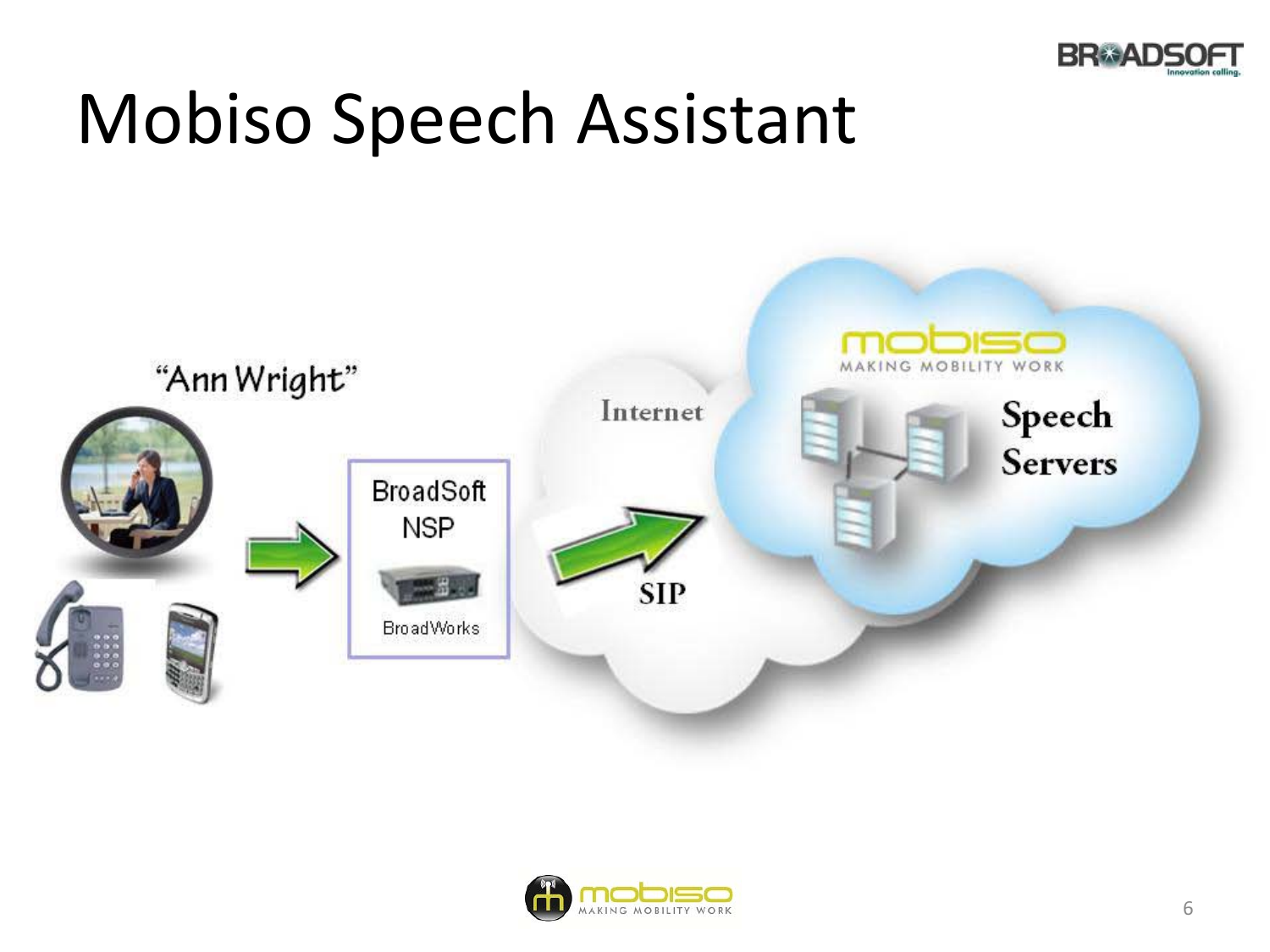# Mobiso Speech Assistant

"Ann Wright"

BroadSoft NSP

BroadWorks

Internet

SIP

mobiso

MAKING MOBILITY WORK

Speech Servers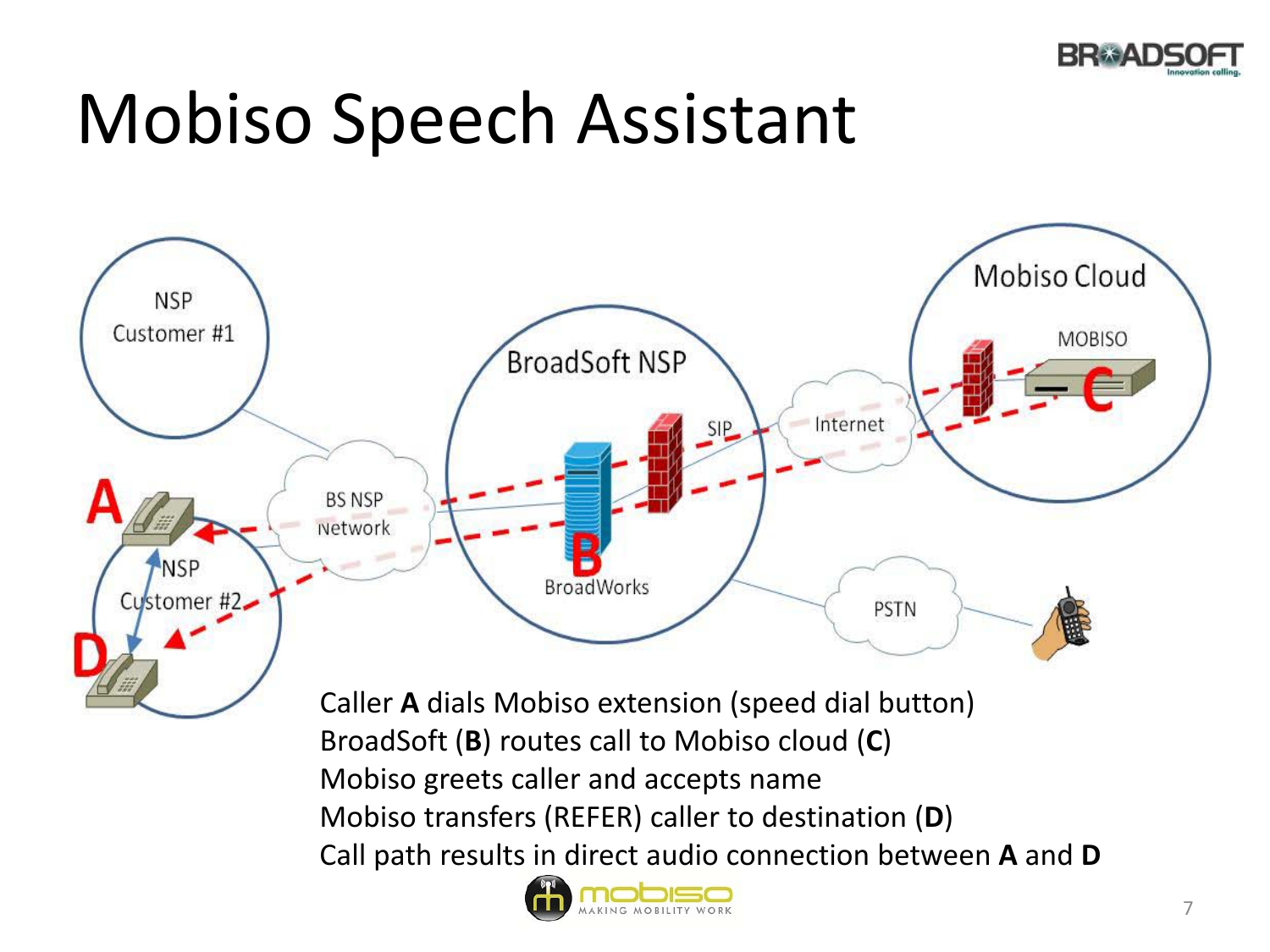# Mobiso Speech Assistant

Caller **A** dials Mobiso extension (speed dial button)
BroadSoft (**B**) routes call to Mobiso cloud (**C**)
Mobiso greets caller and accepts name
Mobiso transfers (REFER) caller to destination (**D**)
Call path results in direct audio connection between **A** and **D**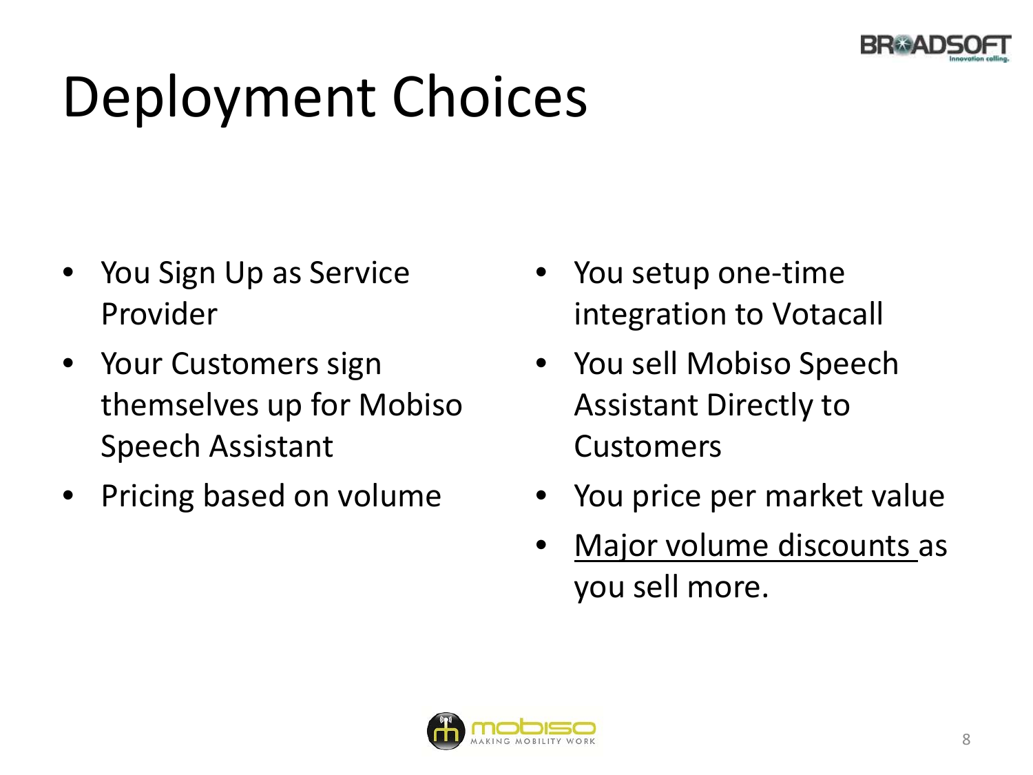# Deployment Choices

- You Sign Up as Service Provider
- Your Customers sign themselves up for Mobiso Speech Assistant
- Pricing based on volume

- You setup one-time integration to Votacall
- You sell Mobiso Speech Assistant Directly to Customers
- You price per market value
- <u>Major volume discounts</u> as you sell more.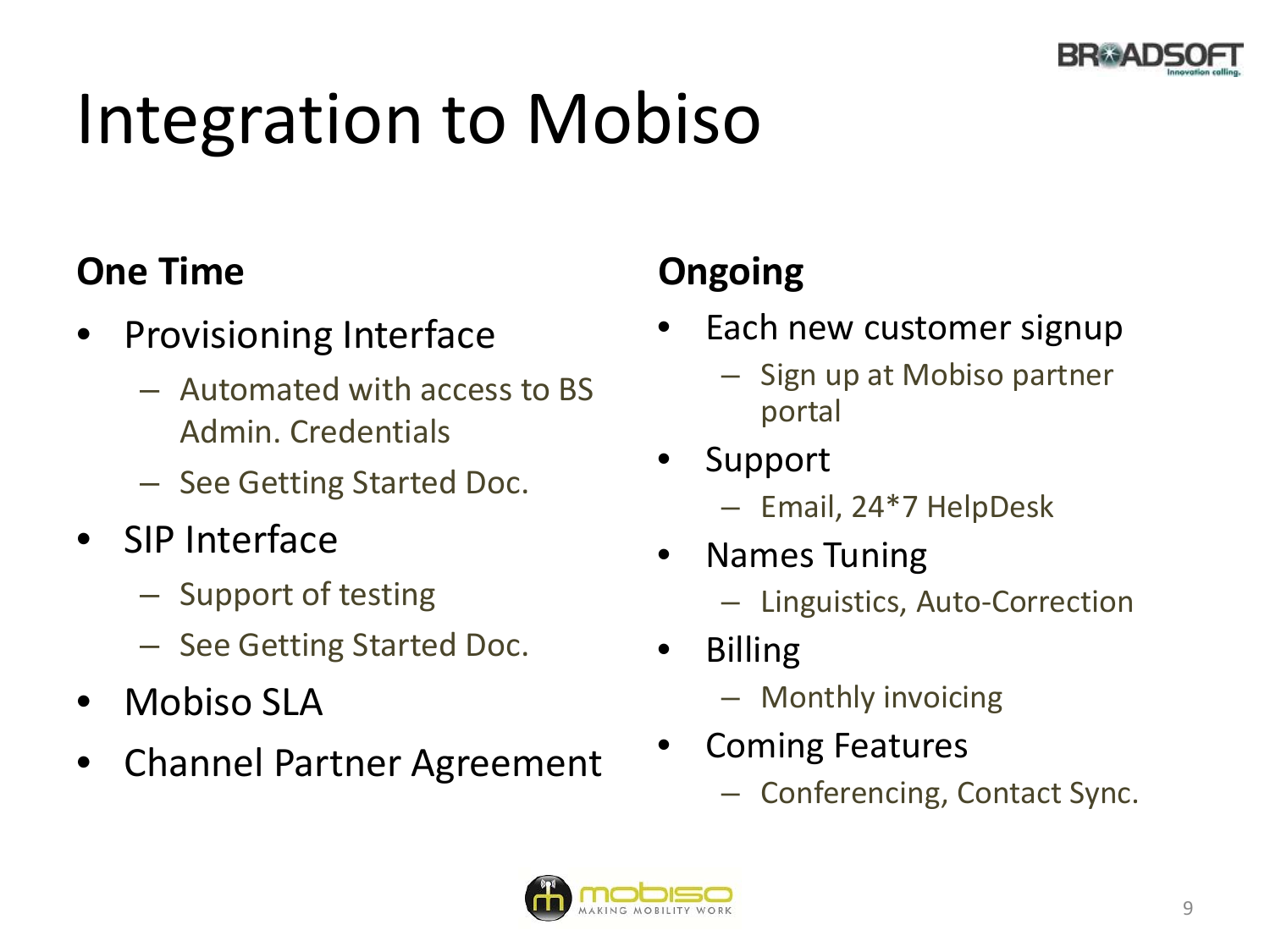# Integration to Mobiso

**One Time**

- Provisioning Interface
  - Automated with access to BS Admin. Credentials
  - See Getting Started Doc.
- SIP Interface
  - Support of testing
  - See Getting Started Doc.
- Mobiso SLA
- Channel Partner Agreement

**Ongoing**

- Each new customer signup
  - Sign up at Mobiso partner portal
- Support
  - Email, 24*7 HelpDesk
- Names Tuning
  - Linguistics, Auto-Correction
- Billing
  - Monthly invoicing
- Coming Features
  - Conferencing, Contact Sync.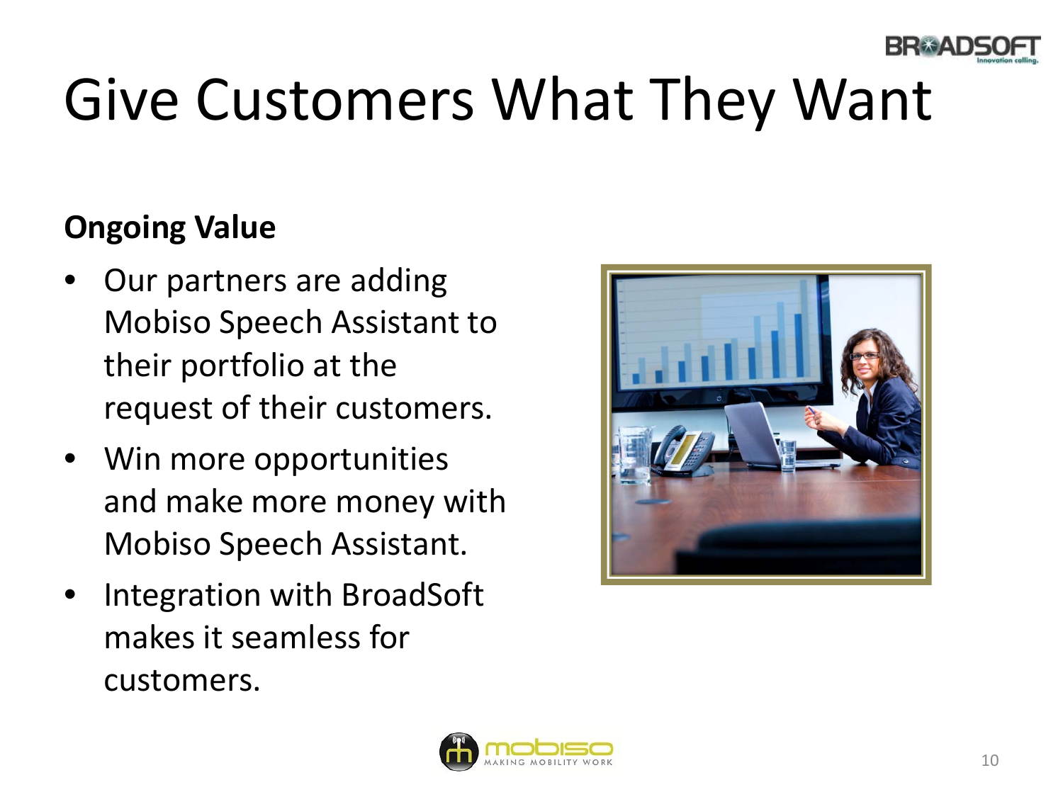# Give Customers What They Want

**Ongoing Value**

- Our partners are adding Mobiso Speech Assistant to their portfolio at the request of their customers.
- Win more opportunities and make more money with Mobiso Speech Assistant.
- Integration with BroadSoft makes it seamless for customers.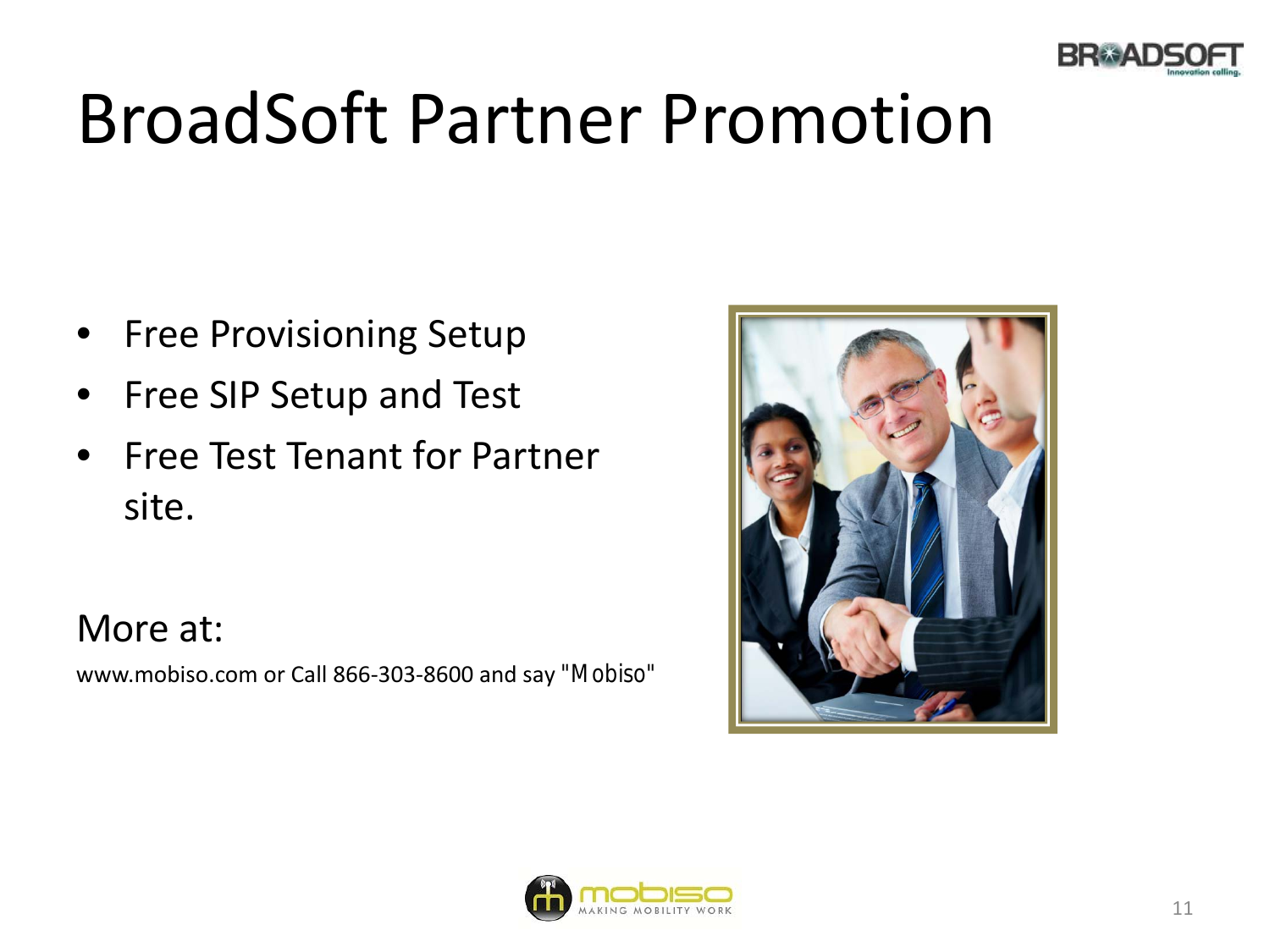# BroadSoft Partner Promotion

- Free Provisioning Setup
- Free SIP Setup and Test
- Free Test Tenant for Partner site.

More at:

www.mobiso.com or Call 866-303-8600 and say "Mobiso"